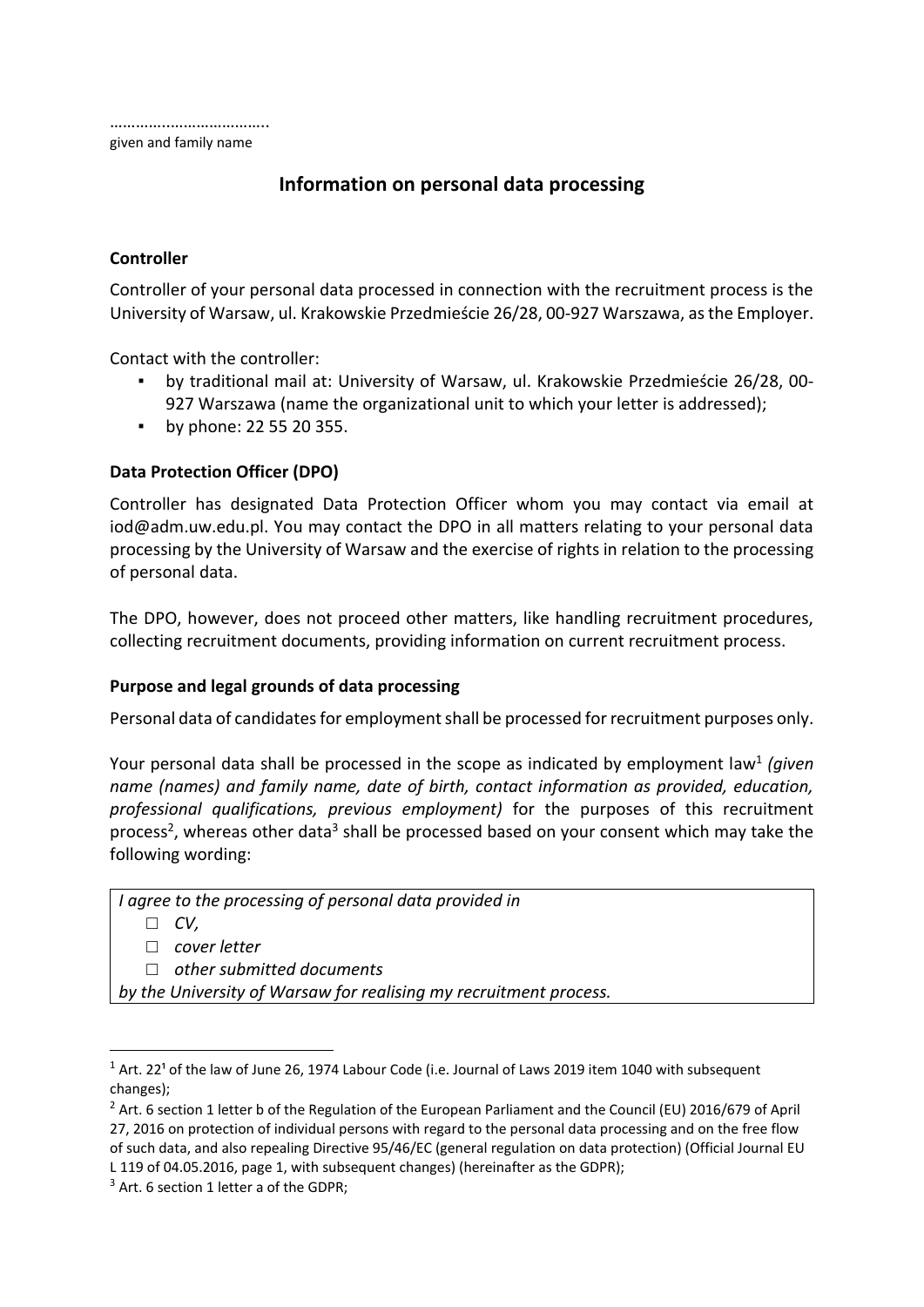……………………………..
given and family name

# Information on personal data processing

### Controller

Controller of your personal data processed in connection with the recruitment process is the University of Warsaw, ul. Krakowskie Przedmieście 26/28, 00-927 Warszawa, as the Employer.

Contact with the controller:

- by traditional mail at: University of Warsaw, ul. Krakowskie Przedmieście 26/28, 00-927 Warszawa (name the organizational unit to which your letter is addressed);
- by phone: 22 55 20 355.

### Data Protection Officer (DPO)

Controller has designated Data Protection Officer whom you may contact via email at iod@adm.uw.edu.pl. You may contact the DPO in all matters relating to your personal data processing by the University of Warsaw and the exercise of rights in relation to the processing of personal data.

The DPO, however, does not proceed other matters, like handling recruitment procedures, collecting recruitment documents, providing information on current recruitment process.

### Purpose and legal grounds of data processing

Personal data of candidates for employment shall be processed for recruitment purposes only.

Your personal data shall be processed in the scope as indicated by employment law[1] *(given name (names) and family name, date of birth, contact information as provided, education, professional qualifications, previous employment)* for the purposes of this recruitment process[2], whereas other data[3] shall be processed based on your consent which may take the following wording:

> *I agree to the processing of personal data provided in*
> - □ *CV,*
> - □ *cover letter*
> - □ *other submitted documents*
>
> *by the University of Warsaw for realising my recruitment process.*

---

[1] Art. 22¹ of the law of June 26, 1974 Labour Code (i.e. Journal of Laws 2019 item 1040 with subsequent changes);

[2] Art. 6 section 1 letter b of the Regulation of the European Parliament and the Council (EU) 2016/679 of April 27, 2016 on protection of individual persons with regard to the personal data processing and on the free flow of such data, and also repealing Directive 95/46/EC (general regulation on data protection) (Official Journal EU L 119 of 04.05.2016, page 1, with subsequent changes) (hereinafter as the GDPR);

[3] Art. 6 section 1 letter a of the GDPR;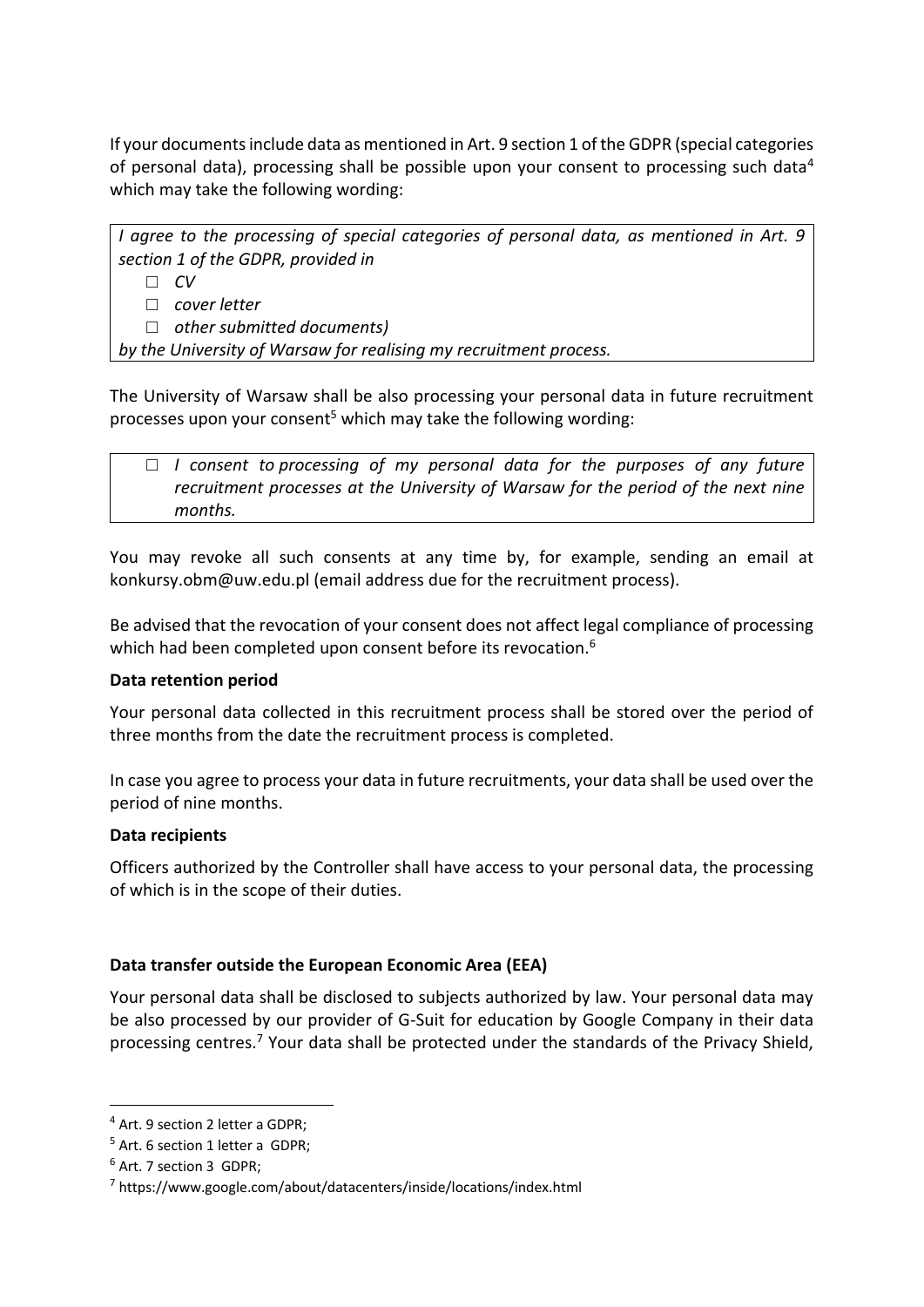If your documents include data as mentioned in Art. 9 section 1 of the GDPR (special categories of personal data), processing shall be possible upon your consent to processing such data[4] which may take the following wording:

> *I agree to the processing of special categories of personal data, as mentioned in Art. 9 section 1 of the GDPR, provided in*
>
> ☐ *CV*
>
> ☐ *cover letter*
>
> ☐ *other submitted documents)*
>
> *by the University of Warsaw for realising my recruitment process.*

The University of Warsaw shall be also processing your personal data in future recruitment processes upon your consent[5] which may take the following wording:

> ☐ *I consent to processing of my personal data for the purposes of any future recruitment processes at the University of Warsaw for the period of the next nine months.*

You may revoke all such consents at any time by, for example, sending an email at konkursy.obm@uw.edu.pl (email address due for the recruitment process).

Be advised that the revocation of your consent does not affect legal compliance of processing which had been completed upon consent before its revocation.[6]

**Data retention period**

Your personal data collected in this recruitment process shall be stored over the period of three months from the date the recruitment process is completed.

In case you agree to process your data in future recruitments, your data shall be used over the period of nine months.

**Data recipients**

Officers authorized by the Controller shall have access to your personal data, the processing of which is in the scope of their duties.

**Data transfer outside the European Economic Area (EEA)**

Your personal data shall be disclosed to subjects authorized by law. Your personal data may be also processed by our provider of G-Suit for education by Google Company in their data processing centres.[7] Your data shall be protected under the standards of the Privacy Shield,

---

[4] Art. 9 section 2 letter a GDPR;

[5] Art. 6 section 1 letter a GDPR;

[6] Art. 7 section 3 GDPR;

[7] https://www.google.com/about/datacenters/inside/locations/index.html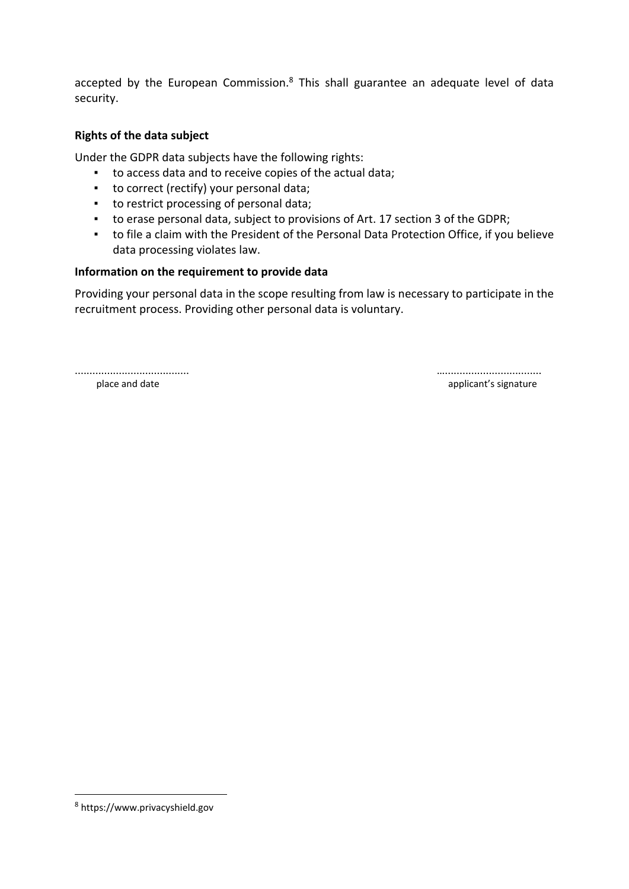accepted by the European Commission.[8] This shall guarantee an adequate level of data security.

**Rights of the data subject**

Under the GDPR data subjects have the following rights:

- to access data and to receive copies of the actual data;
- to correct (rectify) your personal data;
- to restrict processing of personal data;
- to erase personal data, subject to provisions of Art. 17 section 3 of the GDPR;
- to file a claim with the President of the Personal Data Protection Office, if you believe data processing violates law.

**Information on the requirement to provide data**

Providing your personal data in the scope resulting from law is necessary to participate in the recruitment process. Providing other personal data is voluntary.

.......................................
place and date

....................................
applicant's signature

[8] https://www.privacyshield.gov